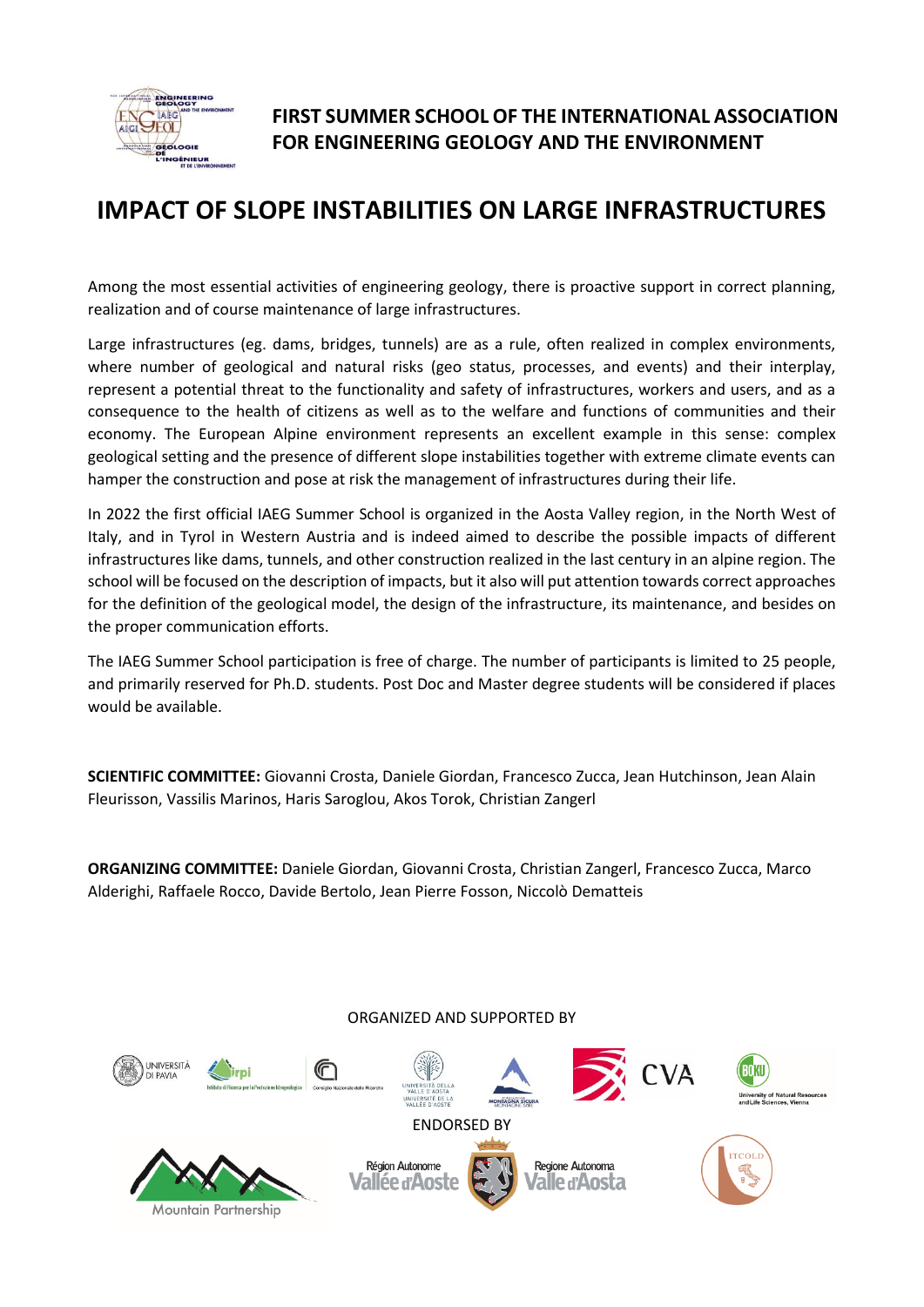## FIRST SUMMER SCHOOL OF THE INTERNATIONAL ASSOCIATION FOR ENGINEERING GEOLOGY AND THE ENVIRONMENT

# IMPACT OF SLOPE INSTABILITIES ON LARGE INFRASTRUCTURES

Among the most essential activities of engineering geology, there is proactive support in correct planning, realization and of course maintenance of large infrastructures.

Large infrastructures (eg. dams, bridges, tunnels) are as a rule, often realized in complex environments, where number of geological and natural risks (geo status, processes, and events) and their interplay, represent a potential threat to the functionality and safety of infrastructures, workers and users, and as a consequence to the health of citizens as well as to the welfare and functions of communities and their economy. The European Alpine environment represents an excellent example in this sense: complex geological setting and the presence of different slope instabilities together with extreme climate events can hamper the construction and pose at risk the management of infrastructures during their life.

In 2022 the first official IAEG Summer School is organized in the Aosta Valley region, in the North West of Italy, and in Tyrol in Western Austria and is indeed aimed to describe the possible impacts of different infrastructures like dams, tunnels, and other construction realized in the last century in an alpine region. The school will be focused on the description of impacts, but it also will put attention towards correct approaches for the definition of the geological model, the design of the infrastructure, its maintenance, and besides on the proper communication efforts.

The IAEG Summer School participation is free of charge. The number of participants is limited to 25 people, and primarily reserved for Ph.D. students. Post Doc and Master degree students will be considered if places would be available.

**SCIENTIFIC COMMITTEE:** Giovanni Crosta, Daniele Giordan, Francesco Zucca, Jean Hutchinson, Jean Alain Fleurisson, Vassilis Marinos, Haris Saroglou, Akos Torok, Christian Zangerl

**ORGANIZING COMMITTEE:** Daniele Giordan, Giovanni Crosta, Christian Zangerl, Francesco Zucca, Marco Alderighi, Raffaele Rocco, Davide Bertolo, Jean Pierre Fosson, Niccolò Dematteis

ORGANIZED AND SUPPORTED BY

ENDORSED BY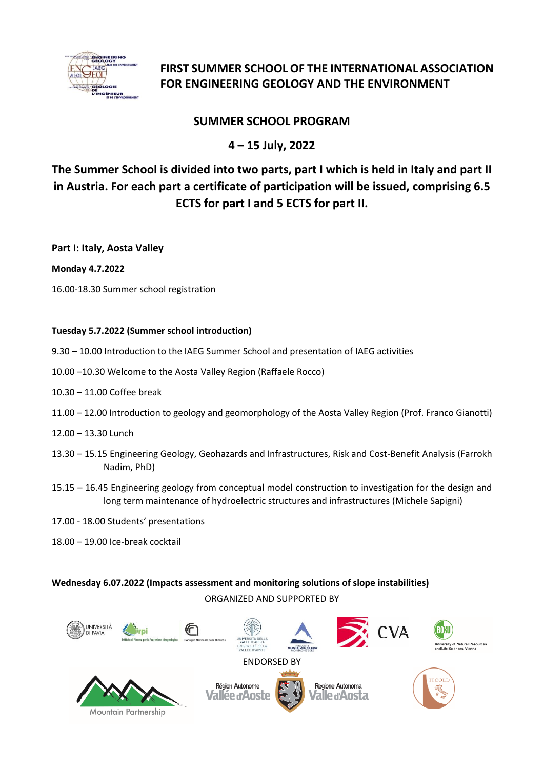# FIRST SUMMER SCHOOL OF THE INTERNATIONAL ASSOCIATION FOR ENGINEERING GEOLOGY AND THE ENVIRONMENT

## SUMMER SCHOOL PROGRAM

## 4 – 15 July, 2022

## The Summer School is divided into two parts, part I which is held in Italy and part II in Austria. For each part a certificate of participation will be issued, comprising 6.5 ECTS for part I and 5 ECTS for part II.

**Part I: Italy, Aosta Valley**

**Monday 4.7.2022**

16.00-18.30 Summer school registration

**Tuesday 5.7.2022 (Summer school introduction)**

9.30 – 10.00 Introduction to the IAEG Summer School and presentation of IAEG activities

10.00 –10.30 Welcome to the Aosta Valley Region (Raffaele Rocco)

10.30 – 11.00 Coffee break

11.00 – 12.00 Introduction to geology and geomorphology of the Aosta Valley Region (Prof. Franco Gianotti)

12.00 – 13.30 Lunch

13.30 – 15.15 Engineering Geology, Geohazards and Infrastructures, Risk and Cost-Benefit Analysis (Farrokh Nadim, PhD)

15.15 – 16.45 Engineering geology from conceptual model construction to investigation for the design and long term maintenance of hydroelectric structures and infrastructures (Michele Sapigni)

17.00 - 18.00 Students' presentations

18.00 – 19.00 Ice-break cocktail

**Wednesday 6.07.2022 (Impacts assessment and monitoring solutions of slope instabilities)**

ORGANIZED AND SUPPORTED BY

ENDORSED BY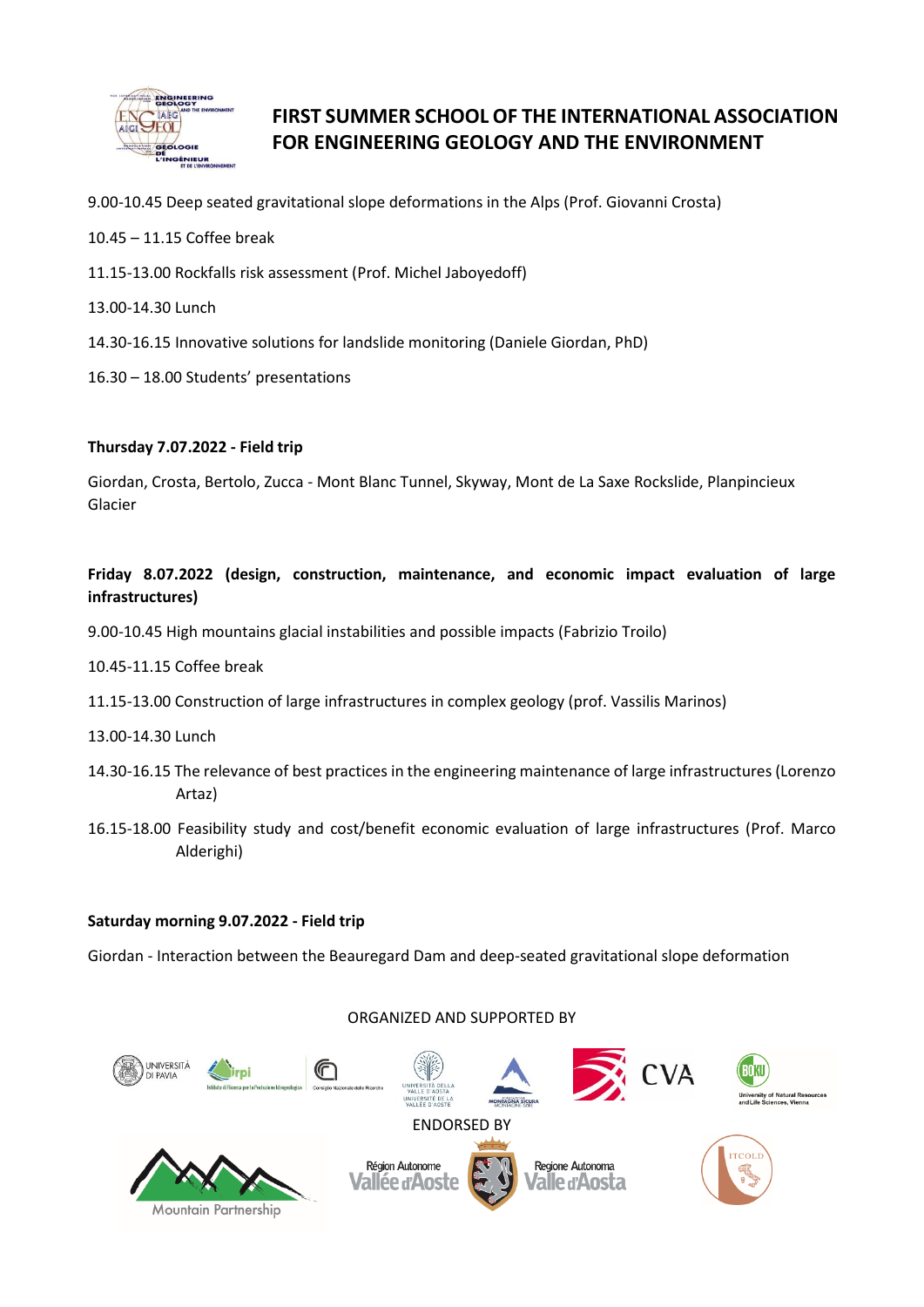# FIRST SUMMER SCHOOL OF THE INTERNATIONAL ASSOCIATION FOR ENGINEERING GEOLOGY AND THE ENVIRONMENT

9.00-10.45 Deep seated gravitational slope deformations in the Alps (Prof. Giovanni Crosta)

10.45 – 11.15 Coffee break

11.15-13.00 Rockfalls risk assessment (Prof. Michel Jaboyedoff)

13.00-14.30 Lunch

14.30-16.15 Innovative solutions for landslide monitoring (Daniele Giordan, PhD)

16.30 – 18.00 Students' presentations

**Thursday 7.07.2022 - Field trip**

Giordan, Crosta, Bertolo, Zucca - Mont Blanc Tunnel, Skyway, Mont de La Saxe Rockslide, Planpincieux Glacier

**Friday 8.07.2022 (design, construction, maintenance, and economic impact evaluation of large infrastructures)**

9.00-10.45 High mountains glacial instabilities and possible impacts (Fabrizio Troilo)

10.45-11.15 Coffee break

11.15-13.00 Construction of large infrastructures in complex geology (prof. Vassilis Marinos)

13.00-14.30 Lunch

14.30-16.15 The relevance of best practices in the engineering maintenance of large infrastructures (Lorenzo Artaz)

16.15-18.00 Feasibility study and cost/benefit economic evaluation of large infrastructures (Prof. Marco Alderighi)

**Saturday morning 9.07.2022 - Field trip**

Giordan - Interaction between the Beauregard Dam and deep-seated gravitational slope deformation

ORGANIZED AND SUPPORTED BY

ENDORSED BY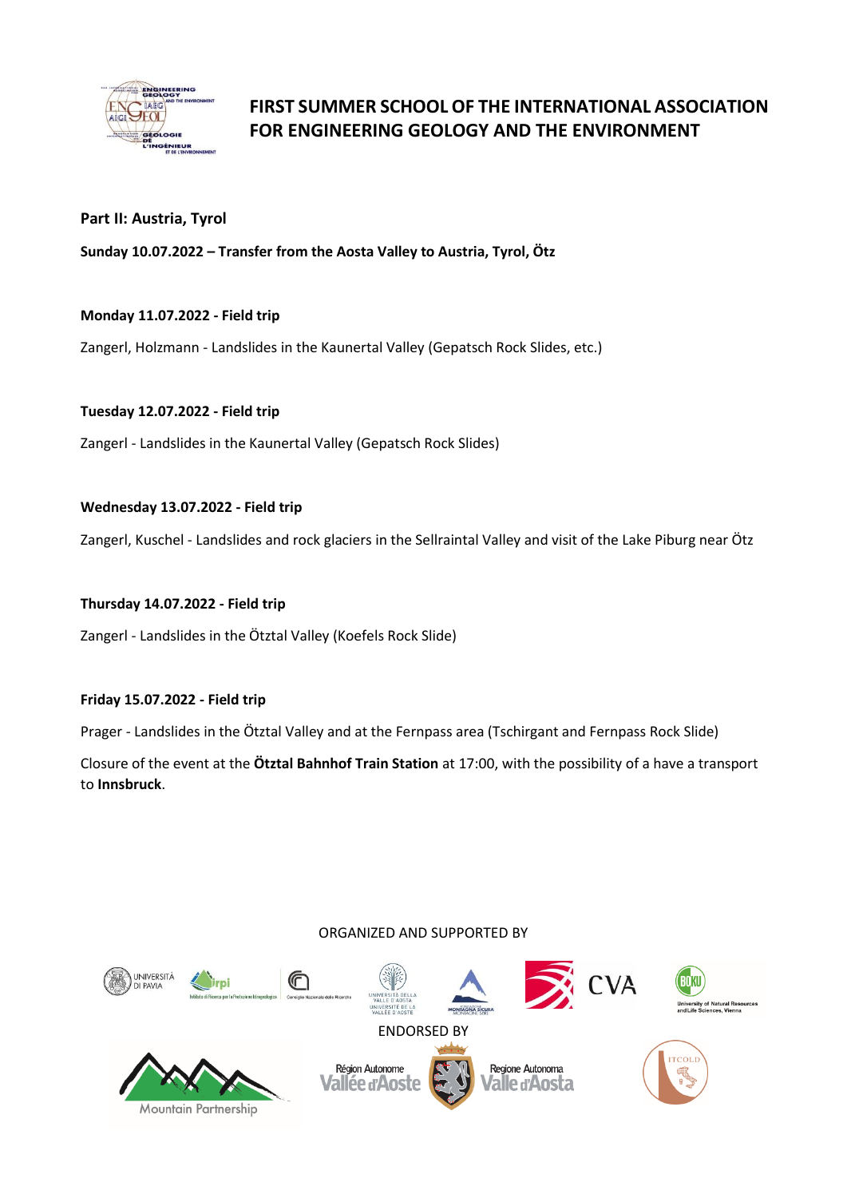# FIRST SUMMER SCHOOL OF THE INTERNATIONAL ASSOCIATION FOR ENGINEERING GEOLOGY AND THE ENVIRONMENT

## Part II: Austria, Tyrol

**Sunday 10.07.2022 – Transfer from the Aosta Valley to Austria, Tyrol, Ötz**

**Monday 11.07.2022 - Field trip**

Zangerl, Holzmann - Landslides in the Kaunertal Valley (Gepatsch Rock Slides, etc.)

**Tuesday 12.07.2022 - Field trip**

Zangerl - Landslides in the Kaunertal Valley (Gepatsch Rock Slides)

**Wednesday 13.07.2022 - Field trip**

Zangerl, Kuschel - Landslides and rock glaciers in the Sellraintal Valley and visit of the Lake Piburg near Ötz

**Thursday 14.07.2022 - Field trip**

Zangerl - Landslides in the Ötztal Valley (Koefels Rock Slide)

**Friday 15.07.2022 - Field trip**

Prager - Landslides in the Ötztal Valley and at the Fernpass area (Tschirgant and Fernpass Rock Slide)

Closure of the event at the **Ötztal Bahnhof Train Station** at 17:00, with the possibility of a have a transport to **Innsbruck**.

ORGANIZED AND SUPPORTED BY

ENDORSED BY